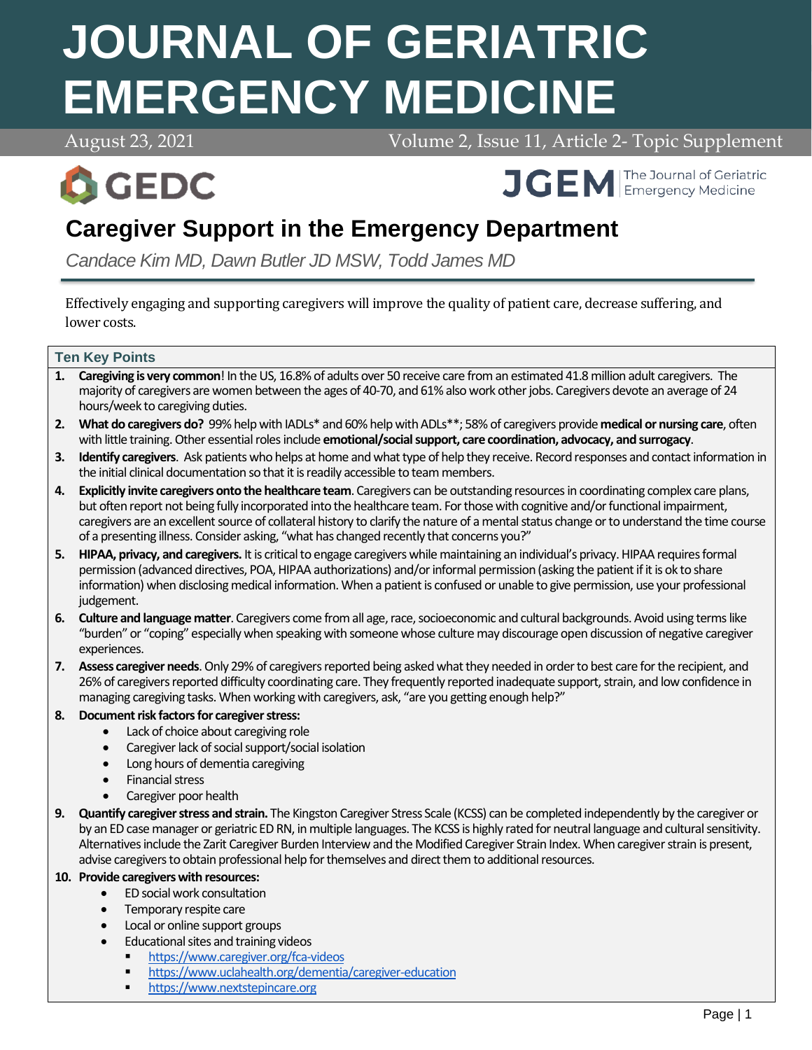# JOURNAL OF GERIATRIC EMERGENCY MEDICINE

August 23, 2021 — Volume 2, Issue 11, Article 2- Topic Supplement

GEDC — JGEM The Journal of Geriatric Emergency Medicine

## Caregiver Support in the Emergency Department

*Candace Kim MD, Dawn Butler JD MSW, Todd James MD*

Effectively engaging and supporting caregivers will improve the quality of patient care, decrease suffering, and lower costs.

### Ten Key Points

1. **Caregiving is very common**! In the US, 16.8% of adults over 50 receive care from an estimated 41.8 million adult caregivers. The majority of caregivers are women between the ages of 40-70, and 61% also work other jobs. Caregivers devote an average of 24 hours/week to caregiving duties.
2. **What do caregivers do?** 99% help with IADLs* and 60% help with ADLs**; 58% of caregivers provide **medical or nursing care**, often with little training. Other essential roles include **emotional/social support, care coordination, advocacy, and surrogacy**.
3. **Identify caregivers**. Ask patients who helps at home and what type of help they receive. Record responses and contact information in the initial clinical documentation so that it is readily accessible to team members.
4. **Explicitly invite caregivers onto the healthcare team**. Caregivers can be outstanding resources in coordinating complex care plans, but often report not being fully incorporated into the healthcare team. For those with cognitive and/or functional impairment, caregivers are an excellent source of collateral history to clarify the nature of a mental status change or to understand the time course of a presenting illness. Consider asking, "what has changed recently that concerns you?"
5. **HIPAA, privacy, and caregivers.** It is critical to engage caregivers while maintaining an individual's privacy. HIPAA requires formal permission (advanced directives, POA, HIPAA authorizations) and/or informal permission (asking the patient if it is ok to share information) when disclosing medical information. When a patient is confused or unable to give permission, use your professional judgement.
6. **Culture and language matter**. Caregivers come from all age, race, socioeconomic and cultural backgrounds. Avoid using terms like "burden" or "coping" especially when speaking with someone whose culture may discourage open discussion of negative caregiver experiences.
7. **Assess caregiver needs**. Only 29% of caregivers reported being asked what they needed in order to best care for the recipient, and 26% of caregivers reported difficulty coordinating care. They frequently reported inadequate support, strain, and low confidence in managing caregiving tasks. When working with caregivers, ask, "are you getting enough help?"
8. **Document risk factors for caregiver stress:**
   - Lack of choice about caregiving role
   - Caregiver lack of social support/social isolation
   - Long hours of dementia caregiving
   - Financial stress
   - Caregiver poor health
9. **Quantify caregiver stress and strain.** The Kingston Caregiver Stress Scale (KCSS) can be completed independently by the caregiver or by an ED case manager or geriatric ED RN, in multiple languages. The KCSS is highly rated for neutral language and cultural sensitivity. Alternatives include the Zarit Caregiver Burden Interview and the Modified Caregiver Strain Index. When caregiver strain is present, advise caregivers to obtain professional help for themselves and direct them to additional resources.
10. **Provide caregivers with resources:**
    - ED social work consultation
    - Temporary respite care
    - Local or online support groups
    - Educational sites and training videos
      - https://www.caregiver.org/fca-videos
      - https://www.uclahealth.org/dementia/caregiver-education
      - https://www.nextstepincare.org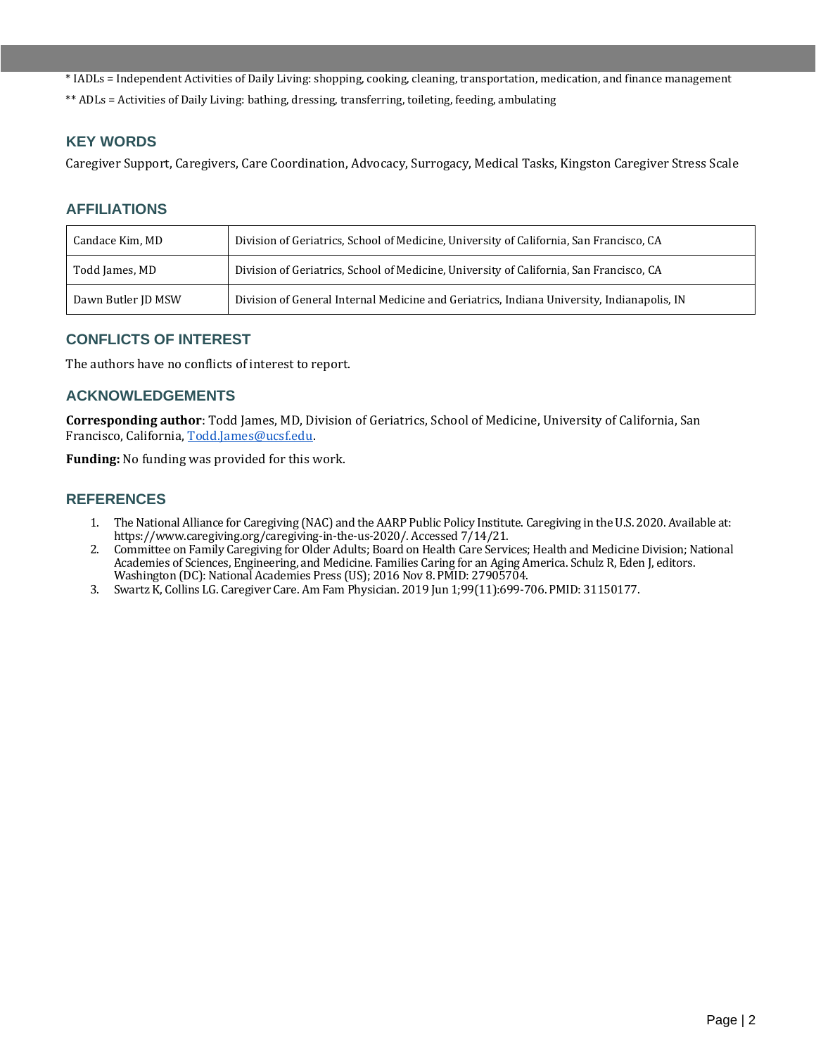* IADLs = Independent Activities of Daily Living: shopping, cooking, cleaning, transportation, medication, and finance management

** ADLs = Activities of Daily Living: bathing, dressing, transferring, toileting, feeding, ambulating

## KEY WORDS

Caregiver Support, Caregivers, Care Coordination, Advocacy, Surrogacy, Medical Tasks, Kingston Caregiver Stress Scale

## AFFILIATIONS

| | |
|---|---|
| Candace Kim, MD | Division of Geriatrics, School of Medicine, University of California, San Francisco, CA |
| Todd James, MD | Division of Geriatrics, School of Medicine, University of California, San Francisco, CA |
| Dawn Butler JD MSW | Division of General Internal Medicine and Geriatrics, Indiana University, Indianapolis, IN |

## CONFLICTS OF INTEREST

The authors have no conflicts of interest to report.

## ACKNOWLEDGEMENTS

**Corresponding author**: Todd James, MD, Division of Geriatrics, School of Medicine, University of California, San Francisco, California, Todd.James@ucsf.edu.

**Funding:** No funding was provided for this work.

## REFERENCES

1. The National Alliance for Caregiving (NAC) and the AARP Public Policy Institute. Caregiving in the U.S. 2020. Available at: https://www.caregiving.org/caregiving-in-the-us-2020/. Accessed 7/14/21.
2. Committee on Family Caregiving for Older Adults; Board on Health Care Services; Health and Medicine Division; National Academies of Sciences, Engineering, and Medicine. Families Caring for an Aging America. Schulz R, Eden J, editors. Washington (DC): National Academies Press (US); 2016 Nov 8. PMID: 27905704.
3. Swartz K, Collins LG. Caregiver Care. Am Fam Physician. 2019 Jun 1;99(11):699-706. PMID: 31150177.